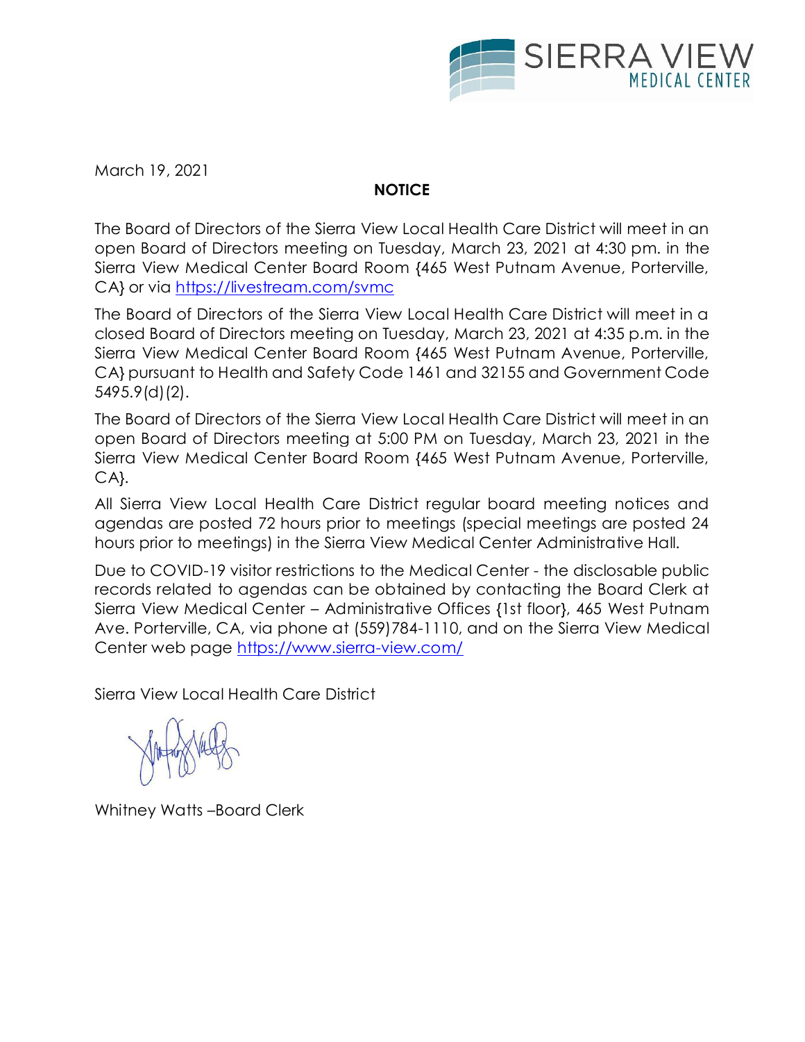SIERRA VIEW MEDICAL CENTER

March 19, 2021

**NOTICE**

The Board of Directors of the Sierra View Local Health Care District will meet in an open Board of Directors meeting on Tuesday, March 23, 2021 at 4:30 pm. in the Sierra View Medical Center Board Room {465 West Putnam Avenue, Porterville, CA} or via https://livestream.com/svmc

The Board of Directors of the Sierra View Local Health Care District will meet in a closed Board of Directors meeting on Tuesday, March 23, 2021 at 4:35 p.m. in the Sierra View Medical Center Board Room {465 West Putnam Avenue, Porterville, CA} pursuant to Health and Safety Code 1461 and 32155 and Government Code 5495.9(d)(2).

The Board of Directors of the Sierra View Local Health Care District will meet in an open Board of Directors meeting at 5:00 PM on Tuesday, March 23, 2021 in the Sierra View Medical Center Board Room {465 West Putnam Avenue, Porterville, CA}.

All Sierra View Local Health Care District regular board meeting notices and agendas are posted 72 hours prior to meetings (special meetings are posted 24 hours prior to meetings) in the Sierra View Medical Center Administrative Hall.

Due to COVID-19 visitor restrictions to the Medical Center - the disclosable public records related to agendas can be obtained by contacting the Board Clerk at Sierra View Medical Center – Administrative Offices {1st floor}, 465 West Putnam Ave. Porterville, CA, via phone at (559)784-1110, and on the Sierra View Medical Center web page https://www.sierra-view.com/

Sierra View Local Health Care District

Whitney Watts –Board Clerk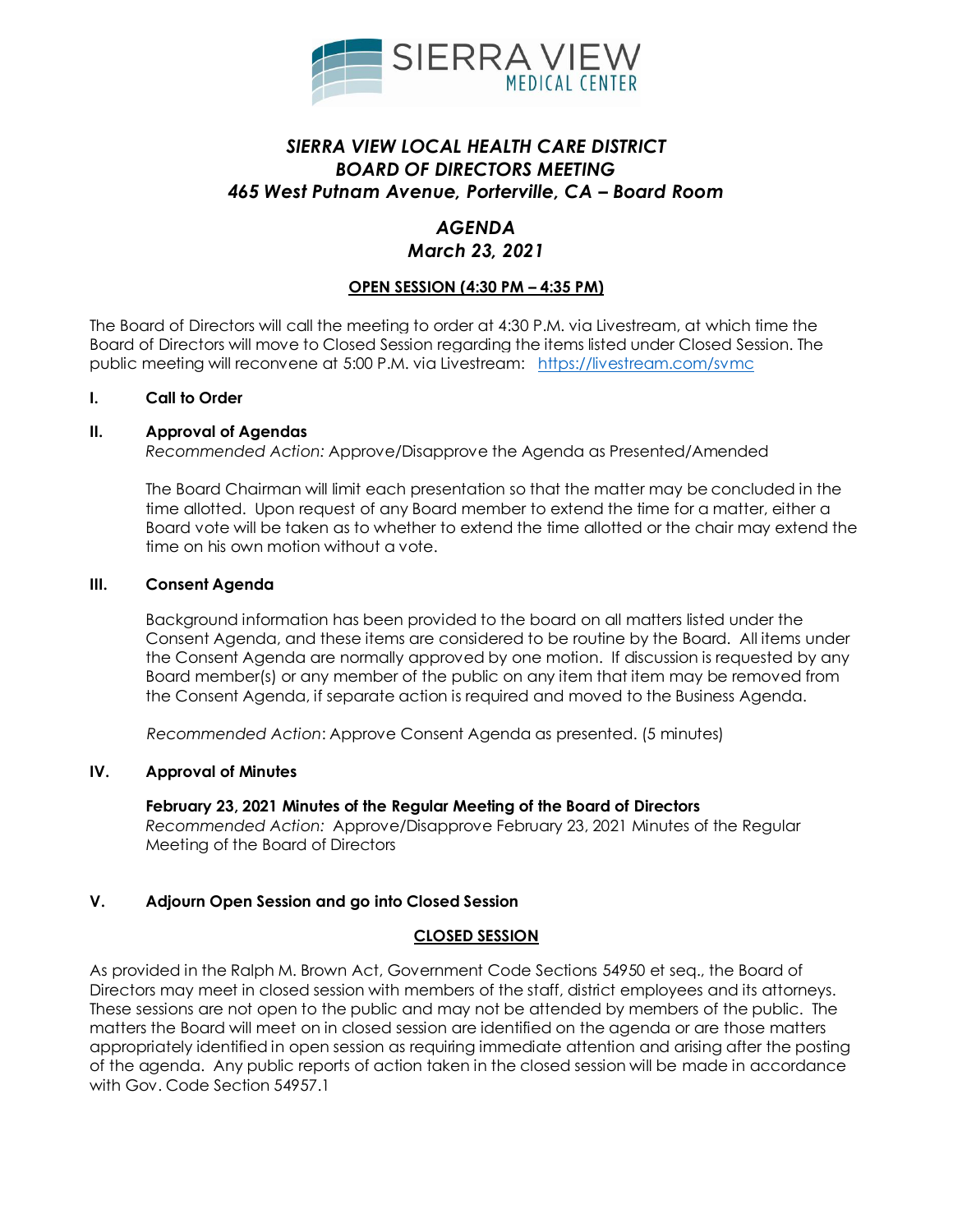SIERRA VIEW MEDICAL CENTER

# *SIERRA VIEW LOCAL HEALTH CARE DISTRICT*
# *BOARD OF DIRECTORS MEETING*
# *465 West Putnam Avenue, Porterville, CA – Board Room*

## *AGENDA*
## *March 23, 2021*

**OPEN SESSION (4:30 PM – 4:35 PM)**

The Board of Directors will call the meeting to order at 4:30 P.M. via Livestream, at which time the Board of Directors will move to Closed Session regarding the items listed under Closed Session. The public meeting will reconvene at 5:00 P.M. via Livestream: https://livestream.com/svmc

**I. Call to Order**

**II. Approval of Agendas**

*Recommended Action:* Approve/Disapprove the Agenda as Presented/Amended

The Board Chairman will limit each presentation so that the matter may be concluded in the time allotted. Upon request of any Board member to extend the time for a matter, either a Board vote will be taken as to whether to extend the time allotted or the chair may extend the time on his own motion without a vote.

**III. Consent Agenda**

Background information has been provided to the board on all matters listed under the Consent Agenda, and these items are considered to be routine by the Board. All items under the Consent Agenda are normally approved by one motion. If discussion is requested by any Board member(s) or any member of the public on any item that item may be removed from the Consent Agenda, if separate action is required and moved to the Business Agenda.

*Recommended Action*: Approve Consent Agenda as presented. (5 minutes)

**IV. Approval of Minutes**

**February 23, 2021 Minutes of the Regular Meeting of the Board of Directors**
*Recommended Action:* Approve/Disapprove February 23, 2021 Minutes of the Regular Meeting of the Board of Directors

**V. Adjourn Open Session and go into Closed Session**

**CLOSED SESSION**

As provided in the Ralph M. Brown Act, Government Code Sections 54950 et seq., the Board of Directors may meet in closed session with members of the staff, district employees and its attorneys. These sessions are not open to the public and may not be attended by members of the public. The matters the Board will meet on in closed session are identified on the agenda or are those matters appropriately identified in open session as requiring immediate attention and arising after the posting of the agenda. Any public reports of action taken in the closed session will be made in accordance with Gov. Code Section 54957.1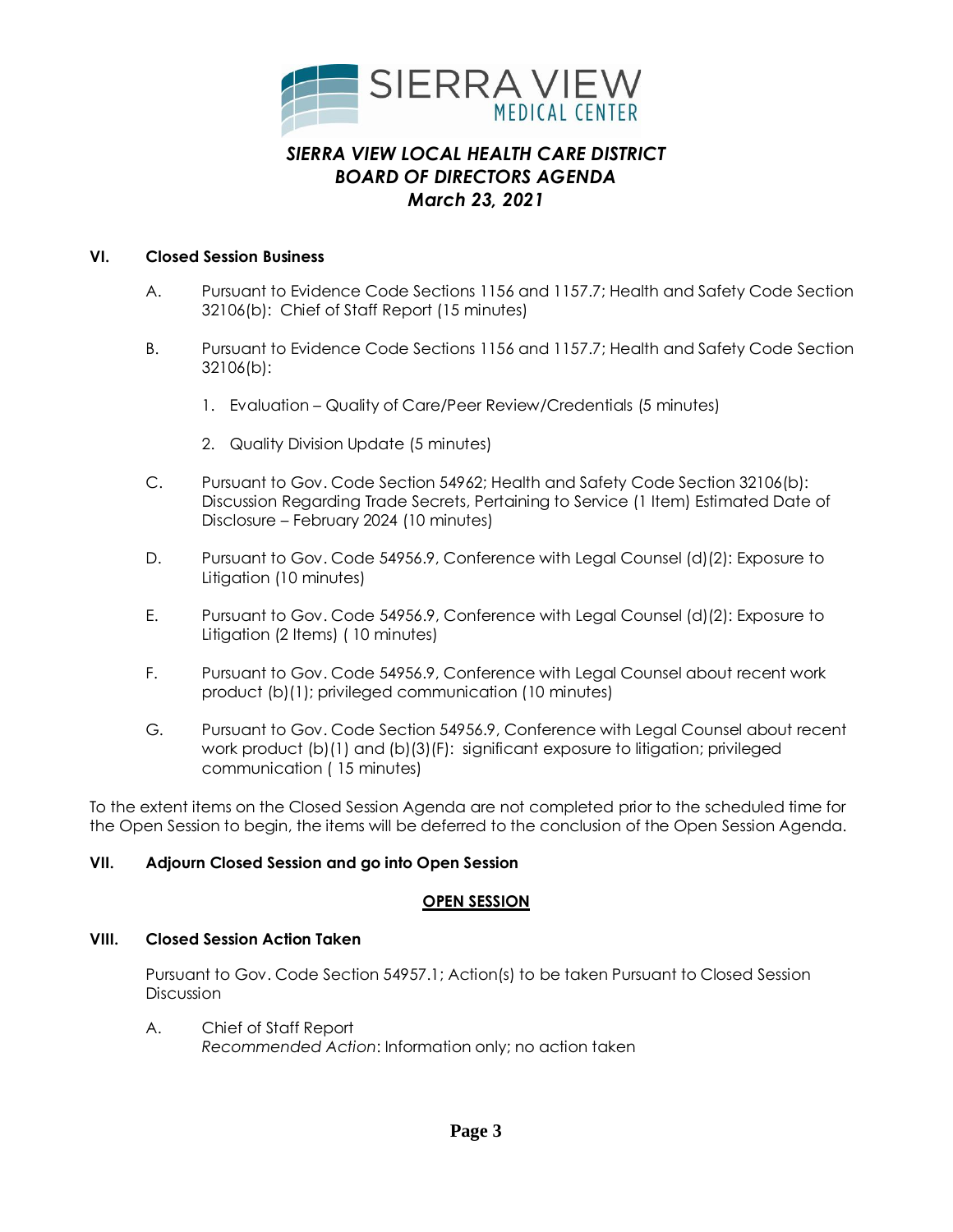# SIERRA VIEW LOCAL HEALTH CARE DISTRICT
## BOARD OF DIRECTORS AGENDA
### March 23, 2021

**VI. Closed Session Business**

A. Pursuant to Evidence Code Sections 1156 and 1157.7; Health and Safety Code Section 32106(b): Chief of Staff Report (15 minutes)

B. Pursuant to Evidence Code Sections 1156 and 1157.7; Health and Safety Code Section 32106(b):

1. Evaluation – Quality of Care/Peer Review/Credentials (5 minutes)

2. Quality Division Update (5 minutes)

C. Pursuant to Gov. Code Section 54962; Health and Safety Code Section 32106(b): Discussion Regarding Trade Secrets, Pertaining to Service (1 Item) Estimated Date of Disclosure – February 2024 (10 minutes)

D. Pursuant to Gov. Code 54956.9, Conference with Legal Counsel (d)(2): Exposure to Litigation (10 minutes)

E. Pursuant to Gov. Code 54956.9, Conference with Legal Counsel (d)(2): Exposure to Litigation (2 Items) ( 10 minutes)

F. Pursuant to Gov. Code 54956.9, Conference with Legal Counsel about recent work product (b)(1); privileged communication (10 minutes)

G. Pursuant to Gov. Code Section 54956.9, Conference with Legal Counsel about recent work product (b)(1) and (b)(3)(F): significant exposure to litigation; privileged communication ( 15 minutes)

To the extent items on the Closed Session Agenda are not completed prior to the scheduled time for the Open Session to begin, the items will be deferred to the conclusion of the Open Session Agenda.

**VII. Adjourn Closed Session and go into Open Session**

**OPEN SESSION**

**VIII. Closed Session Action Taken**

Pursuant to Gov. Code Section 54957.1; Action(s) to be taken Pursuant to Closed Session Discussion

A. Chief of Staff Report
*Recommended Action*: Information only; no action taken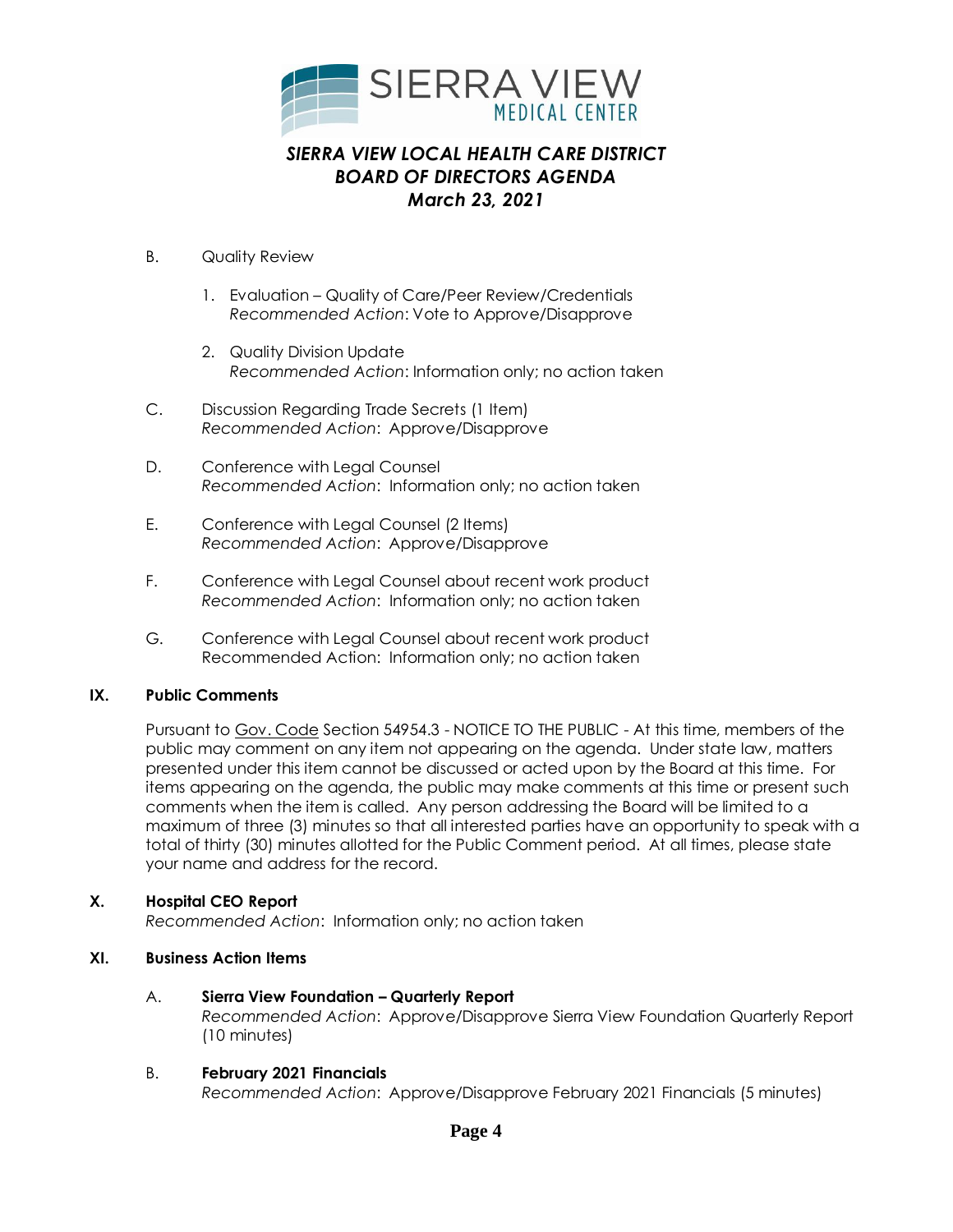B. Quality Review

1. Evaluation – Quality of Care/Peer Review/Credentials
   *Recommended Action*: Vote to Approve/Disapprove

2. Quality Division Update
   *Recommended Action*: Information only; no action taken

C. Discussion Regarding Trade Secrets (1 Item)
   *Recommended Action*: Approve/Disapprove

D. Conference with Legal Counsel
   *Recommended Action*: Information only; no action taken

E. Conference with Legal Counsel (2 Items)
   *Recommended Action*: Approve/Disapprove

F. Conference with Legal Counsel about recent work product
   *Recommended Action*: Information only; no action taken

G. Conference with Legal Counsel about recent work product
   Recommended Action: Information only; no action taken

## IX. Public Comments

Pursuant to Gov. Code Section 54954.3 - NOTICE TO THE PUBLIC - At this time, members of the public may comment on any item not appearing on the agenda. Under state law, matters presented under this item cannot be discussed or acted upon by the Board at this time. For items appearing on the agenda, the public may make comments at this time or present such comments when the item is called. Any person addressing the Board will be limited to a maximum of three (3) minutes so that all interested parties have an opportunity to speak with a total of thirty (30) minutes allotted for the Public Comment period. At all times, please state your name and address for the record.

## X. Hospital CEO Report

*Recommended Action*: Information only; no action taken

## XI. Business Action Items

A. **Sierra View Foundation – Quarterly Report**
   *Recommended Action*: Approve/Disapprove Sierra View Foundation Quarterly Report (10 minutes)

B. **February 2021 Financials**
   *Recommended Action*: Approve/Disapprove February 2021 Financials (5 minutes)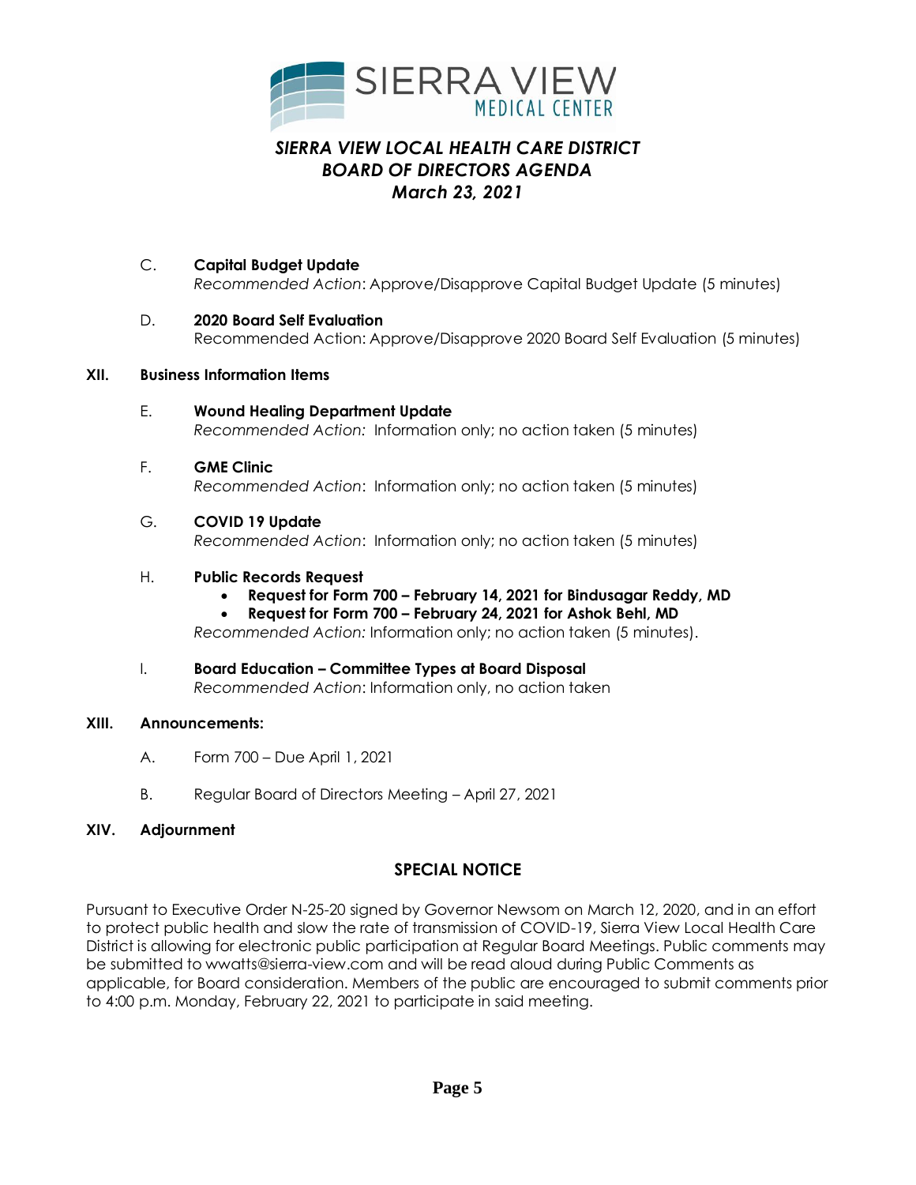*SIERRA VIEW LOCAL HEALTH CARE DISTRICT*
*BOARD OF DIRECTORS AGENDA*
*March 23, 2021*

C. **Capital Budget Update**
*Recommended Action*: Approve/Disapprove Capital Budget Update (5 minutes)

D. **2020 Board Self Evaluation**
Recommended Action: Approve/Disapprove 2020 Board Self Evaluation (5 minutes)

**XII. Business Information Items**

E. **Wound Healing Department Update**
*Recommended Action:* Information only; no action taken (5 minutes)

F. **GME Clinic**
*Recommended Action*: Information only; no action taken (5 minutes)

G. **COVID 19 Update**
*Recommended Action*: Information only; no action taken (5 minutes)

H. **Public Records Request**
- **Request for Form 700 – February 14, 2021 for Bindusagar Reddy, MD**
- **Request for Form 700 – February 24, 2021 for Ashok Behl, MD**

*Recommended Action:* Information only; no action taken (5 minutes).

I. **Board Education – Committee Types at Board Disposal**
*Recommended Action*: Information only, no action taken

**XIII. Announcements:**

A. Form 700 – Due April 1, 2021

B. Regular Board of Directors Meeting – April 27, 2021

**XIV. Adjournment**

## SPECIAL NOTICE

Pursuant to Executive Order N-25-20 signed by Governor Newsom on March 12, 2020, and in an effort to protect public health and slow the rate of transmission of COVID-19, Sierra View Local Health Care District is allowing for electronic public participation at Regular Board Meetings. Public comments may be submitted to wwatts@sierra-view.com and will be read aloud during Public Comments as applicable, for Board consideration. Members of the public are encouraged to submit comments prior to 4:00 p.m. Monday, February 22, 2021 to participate in said meeting.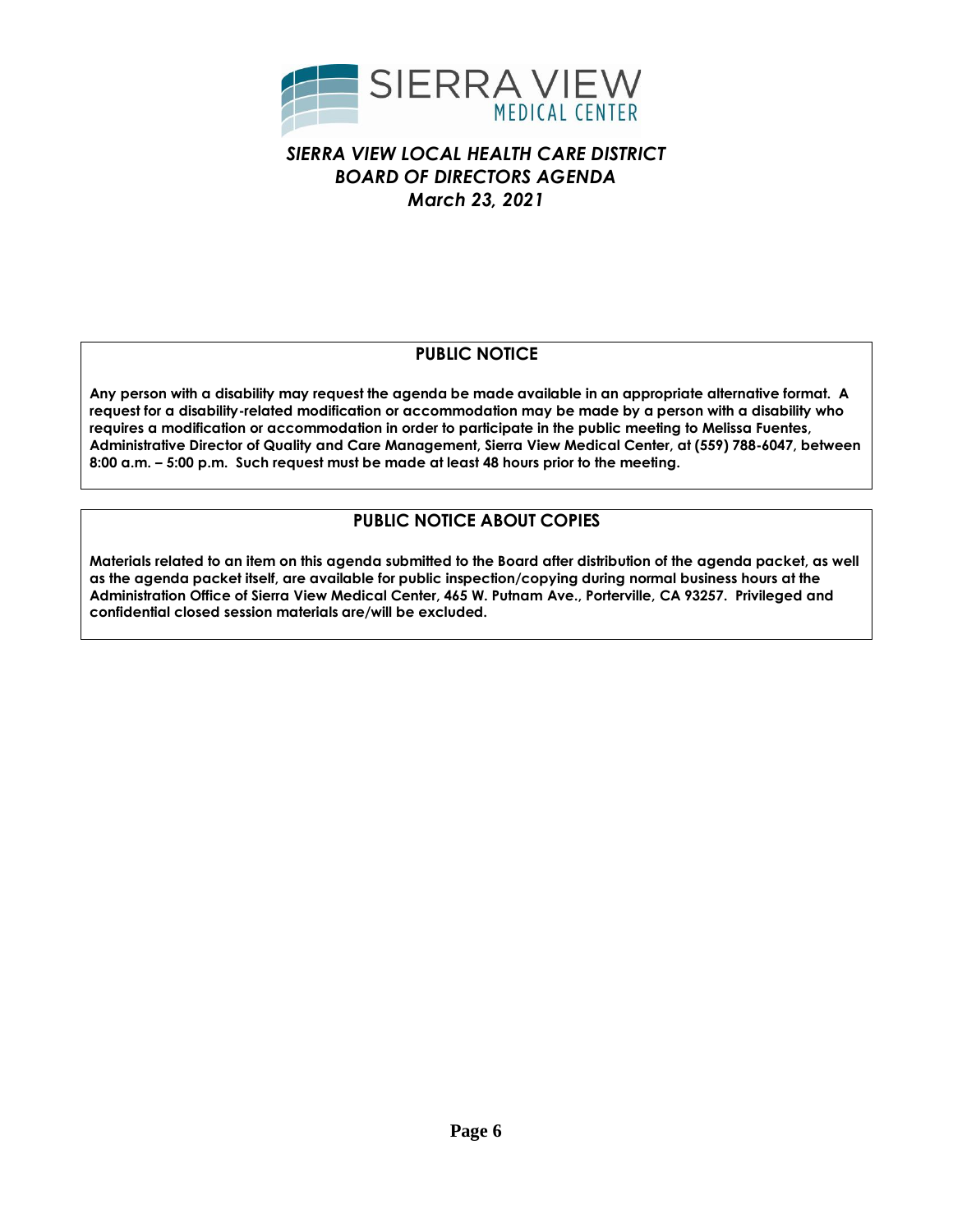SIERRA VIEW
MEDICAL CENTER

***SIERRA VIEW LOCAL HEALTH CARE DISTRICT***
***BOARD OF DIRECTORS AGENDA***
***March 23, 2021***

## PUBLIC NOTICE

**Any person with a disability may request the agenda be made available in an appropriate alternative format. A request for a disability-related modification or accommodation may be made by a person with a disability who requires a modification or accommodation in order to participate in the public meeting to Melissa Fuentes, Administrative Director of Quality and Care Management, Sierra View Medical Center, at (559) 788-6047, between 8:00 a.m. – 5:00 p.m. Such request must be made at least 48 hours prior to the meeting.**

## PUBLIC NOTICE ABOUT COPIES

**Materials related to an item on this agenda submitted to the Board after distribution of the agenda packet, as well as the agenda packet itself, are available for public inspection/copying during normal business hours at the Administration Office of Sierra View Medical Center, 465 W. Putnam Ave., Porterville, CA 93257. Privileged and confidential closed session materials are/will be excluded.**